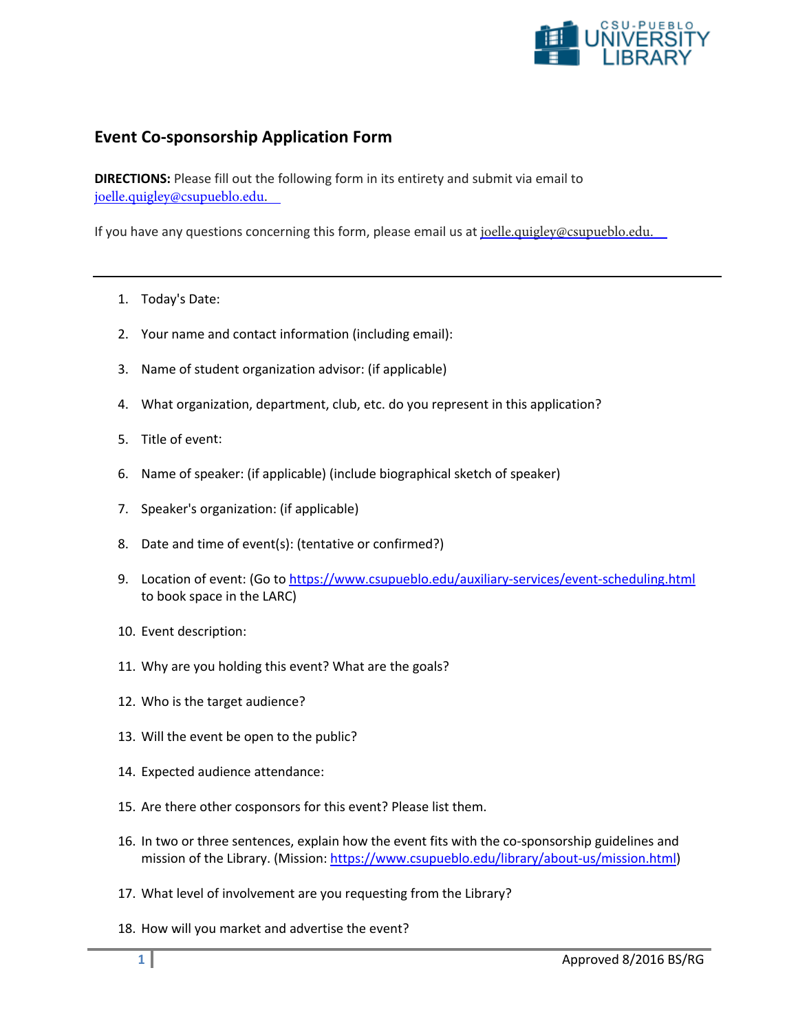## Event Co-sponsorship Application Form

**DIRECTIONS:** Please fill out the following form in its entirety and submit via email to joelle.quigley@csupueblo.edu.

If you have any questions concerning this form, please email us at joelle.quigley@csupueblo.edu.

---

1. Today's Date:
2. Your name and contact information (including email):
3. Name of student organization advisor: (if applicable)
4. What organization, department, club, etc. do you represent in this application?
5. Title of event:
6. Name of speaker: (if applicable) (include biographical sketch of speaker)
7. Speaker's organization: (if applicable)
8. Date and time of event(s): (tentative or confirmed?)
9. Location of event: (Go to https://www.csupueblo.edu/auxiliary-services/event-scheduling.html to book space in the LARC)
10. Event description:
11. Why are you holding this event? What are the goals?
12. Who is the target audience?
13. Will the event be open to the public?
14. Expected audience attendance:
15. Are there other cosponsors for this event? Please list them.
16. In two or three sentences, explain how the event fits with the co-sponsorship guidelines and mission of the Library. (Mission: https://www.csupueblo.edu/library/about-us/mission.html)
17. What level of involvement are you requesting from the Library?
18. How will you market and advertise the event?

Approved 8/2016 BS/RG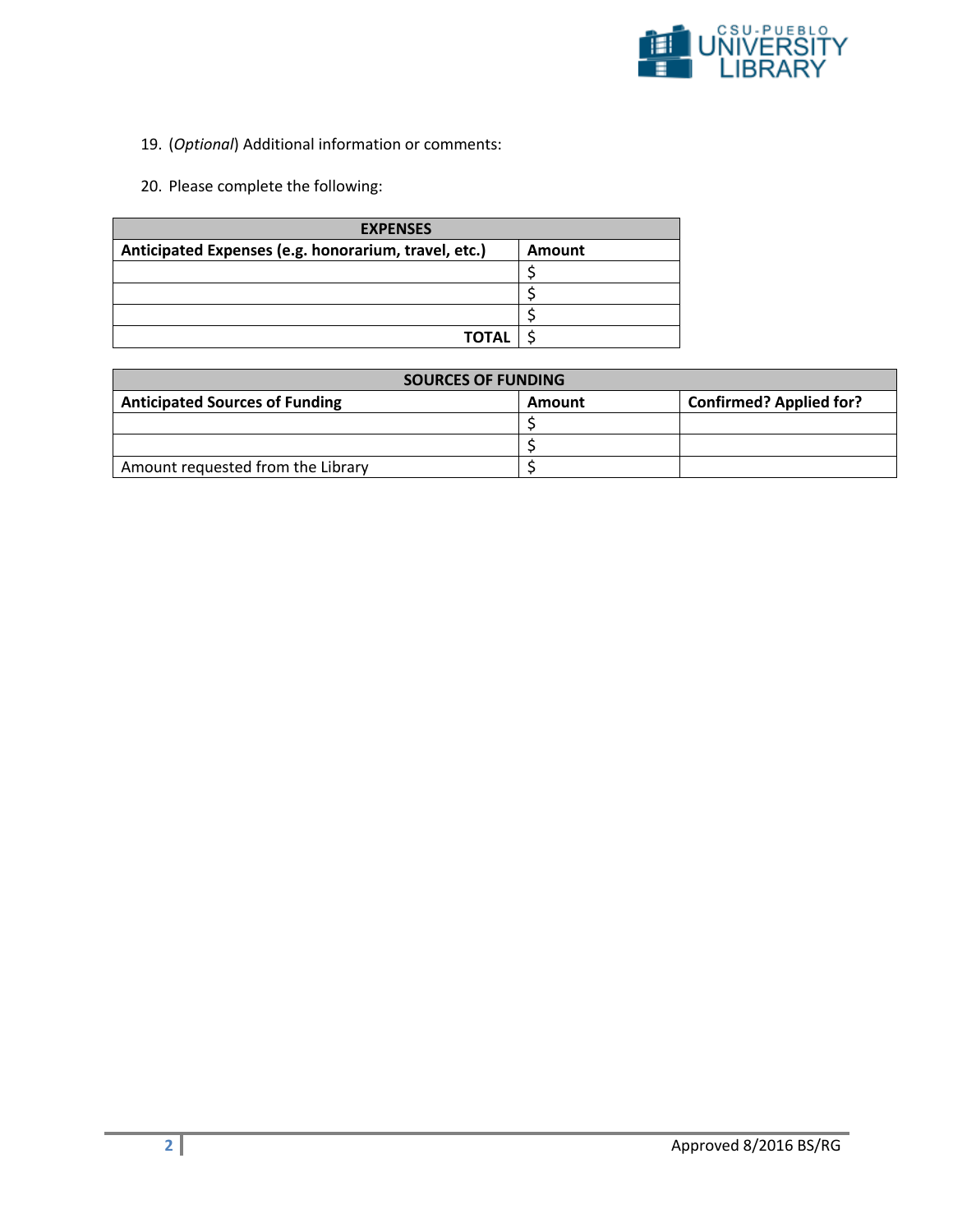19. (*Optional*) Additional information or comments:

20. Please complete the following:

| EXPENSES | |
|---|---|
| **Anticipated Expenses (e.g. honorarium, travel, etc.)** | **Amount** |
| | $ |
| | $ |
| | $ |
| **TOTAL** | $ |

| SOURCES OF FUNDING | | |
|---|---|---|
| **Anticipated Sources of Funding** | **Amount** | **Confirmed? Applied for?** |
| | $ | |
| | $ | |
| Amount requested from the Library | $ | |

Approved 8/2016 BS/RG